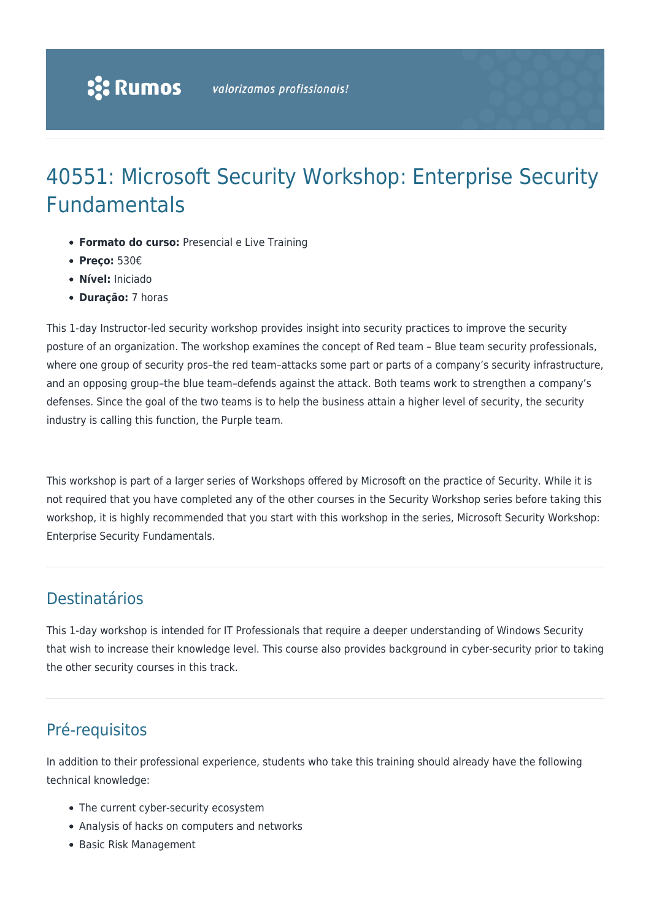# 40551: Microsoft Security Workshop: Enterprise Security Fundamentals

- **Formato do curso:** Presencial e Live Training
- **Preço:** 530€
- **Nível:** Iniciado
- **Duração:** 7 horas

This 1-day Instructor-led security workshop provides insight into security practices to improve the security posture of an organization. The workshop examines the concept of Red team – Blue team security professionals, where one group of security pros–the red team–attacks some part or parts of a company's security infrastructure, and an opposing group–the blue team–defends against the attack. Both teams work to strengthen a company's defenses. Since the goal of the two teams is to help the business attain a higher level of security, the security industry is calling this function, the Purple team.

This workshop is part of a larger series of Workshops offered by Microsoft on the practice of Security. While it is not required that you have completed any of the other courses in the Security Workshop series before taking this workshop, it is highly recommended that you start with this workshop in the series, Microsoft Security Workshop: Enterprise Security Fundamentals.

## Destinatários

This 1-day workshop is intended for IT Professionals that require a deeper understanding of Windows Security that wish to increase their knowledge level. This course also provides background in cyber-security prior to taking the other security courses in this track.

## Pré-requisitos

In addition to their professional experience, students who take this training should already have the following technical knowledge:

- The current cyber-security ecosystem
- Analysis of hacks on computers and networks
- Basic Risk Management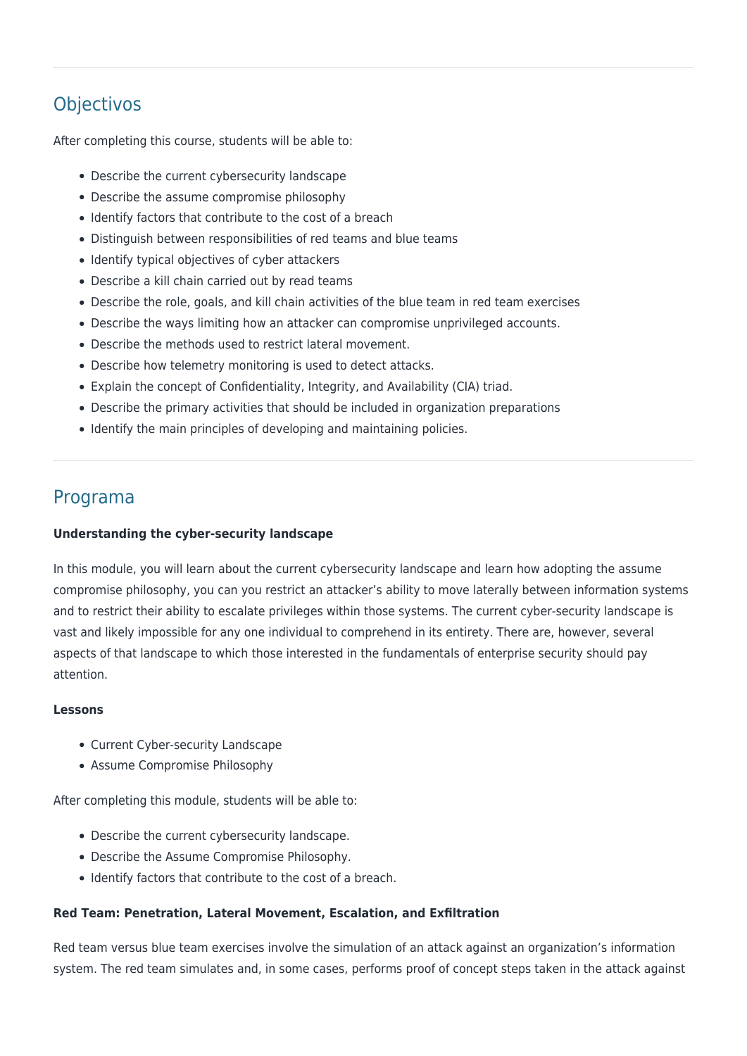## Objectivos

After completing this course, students will be able to:

- Describe the current cybersecurity landscape
- Describe the assume compromise philosophy
- Identify factors that contribute to the cost of a breach
- Distinguish between responsibilities of red teams and blue teams
- Identify typical objectives of cyber attackers
- Describe a kill chain carried out by read teams
- Describe the role, goals, and kill chain activities of the blue team in red team exercises
- Describe the ways limiting how an attacker can compromise unprivileged accounts.
- Describe the methods used to restrict lateral movement.
- Describe how telemetry monitoring is used to detect attacks.
- Explain the concept of Confidentiality, Integrity, and Availability (CIA) triad.
- Describe the primary activities that should be included in organization preparations
- Identify the main principles of developing and maintaining policies.

## Programa

**Understanding the cyber-security landscape**

In this module, you will learn about the current cybersecurity landscape and learn how adopting the assume compromise philosophy, you can you restrict an attacker's ability to move laterally between information systems and to restrict their ability to escalate privileges within those systems. The current cyber-security landscape is vast and likely impossible for any one individual to comprehend in its entirety. There are, however, several aspects of that landscape to which those interested in the fundamentals of enterprise security should pay attention.

**Lessons**

- Current Cyber-security Landscape
- Assume Compromise Philosophy

After completing this module, students will be able to:

- Describe the current cybersecurity landscape.
- Describe the Assume Compromise Philosophy.
- Identify factors that contribute to the cost of a breach.

**Red Team: Penetration, Lateral Movement, Escalation, and Exfiltration**

Red team versus blue team exercises involve the simulation of an attack against an organization's information system. The red team simulates and, in some cases, performs proof of concept steps taken in the attack against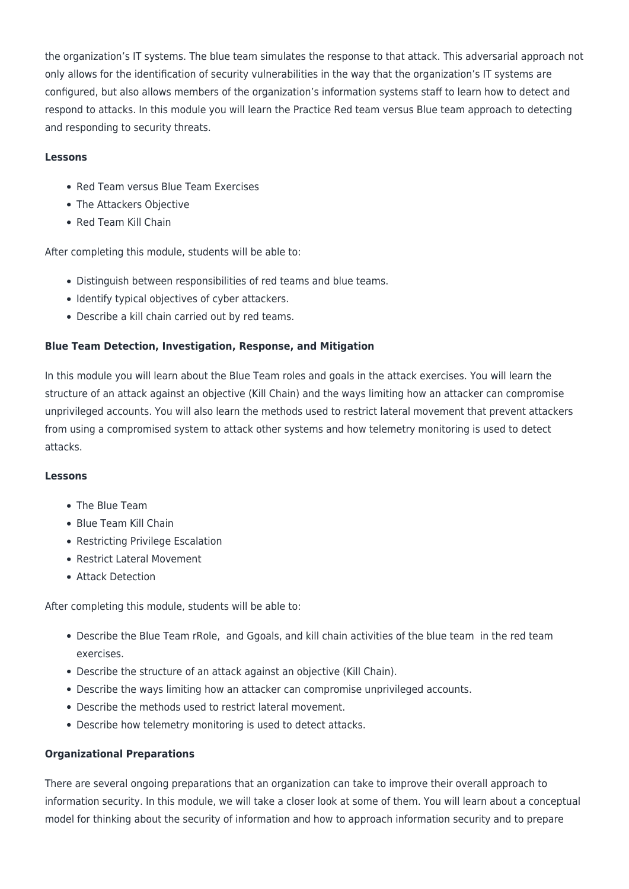the organization's IT systems. The blue team simulates the response to that attack. This adversarial approach not only allows for the identification of security vulnerabilities in the way that the organization's IT systems are configured, but also allows members of the organization's information systems staff to learn how to detect and respond to attacks. In this module you will learn the Practice Red team versus Blue team approach to detecting and responding to security threats.

**Lessons**

- Red Team versus Blue Team Exercises
- The Attackers Objective
- Red Team Kill Chain

After completing this module, students will be able to:

- Distinguish between responsibilities of red teams and blue teams.
- Identify typical objectives of cyber attackers.
- Describe a kill chain carried out by red teams.

**Blue Team Detection, Investigation, Response, and Mitigation**

In this module you will learn about the Blue Team roles and goals in the attack exercises. You will learn the structure of an attack against an objective (Kill Chain) and the ways limiting how an attacker can compromise unprivileged accounts. You will also learn the methods used to restrict lateral movement that prevent attackers from using a compromised system to attack other systems and how telemetry monitoring is used to detect attacks.

**Lessons**

- The Blue Team
- Blue Team Kill Chain
- Restricting Privilege Escalation
- Restrict Lateral Movement
- Attack Detection

After completing this module, students will be able to:

- Describe the Blue Team rRole,  and Ggoals, and kill chain activities of the blue team  in the red team exercises.
- Describe the structure of an attack against an objective (Kill Chain).
- Describe the ways limiting how an attacker can compromise unprivileged accounts.
- Describe the methods used to restrict lateral movement.
- Describe how telemetry monitoring is used to detect attacks.

**Organizational Preparations**

There are several ongoing preparations that an organization can take to improve their overall approach to information security. In this module, we will take a closer look at some of them. You will learn about a conceptual model for thinking about the security of information and how to approach information security and to prepare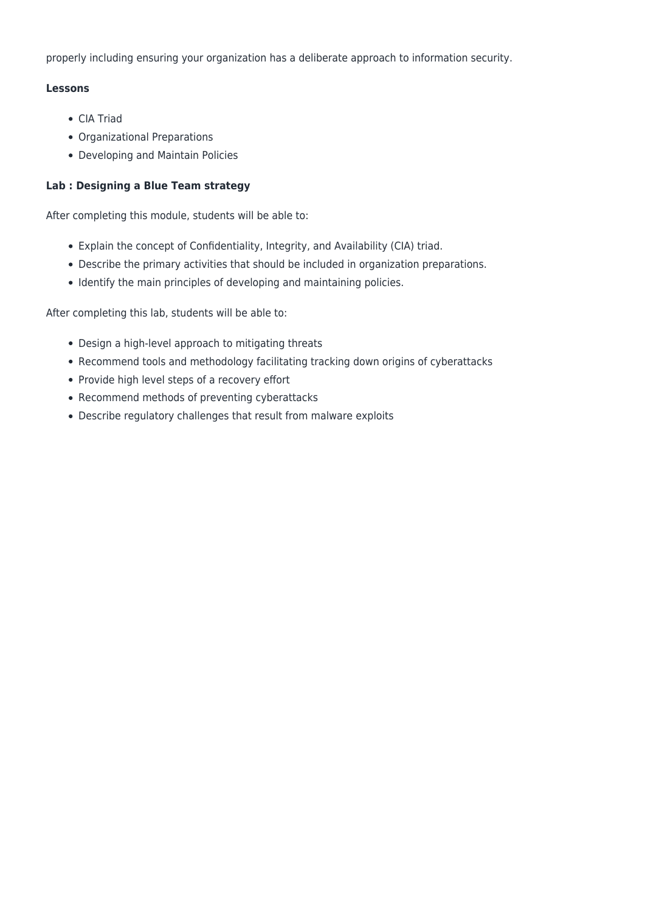properly including ensuring your organization has a deliberate approach to information security.

**Lessons**

- CIA Triad
- Organizational Preparations
- Developing and Maintain Policies

**Lab : Designing a Blue Team strategy**

After completing this module, students will be able to:

- Explain the concept of Confidentiality, Integrity, and Availability (CIA) triad.
- Describe the primary activities that should be included in organization preparations.
- Identify the main principles of developing and maintaining policies.

After completing this lab, students will be able to:

- Design a high-level approach to mitigating threats
- Recommend tools and methodology facilitating tracking down origins of cyberattacks
- Provide high level steps of a recovery effort
- Recommend methods of preventing cyberattacks
- Describe regulatory challenges that result from malware exploits